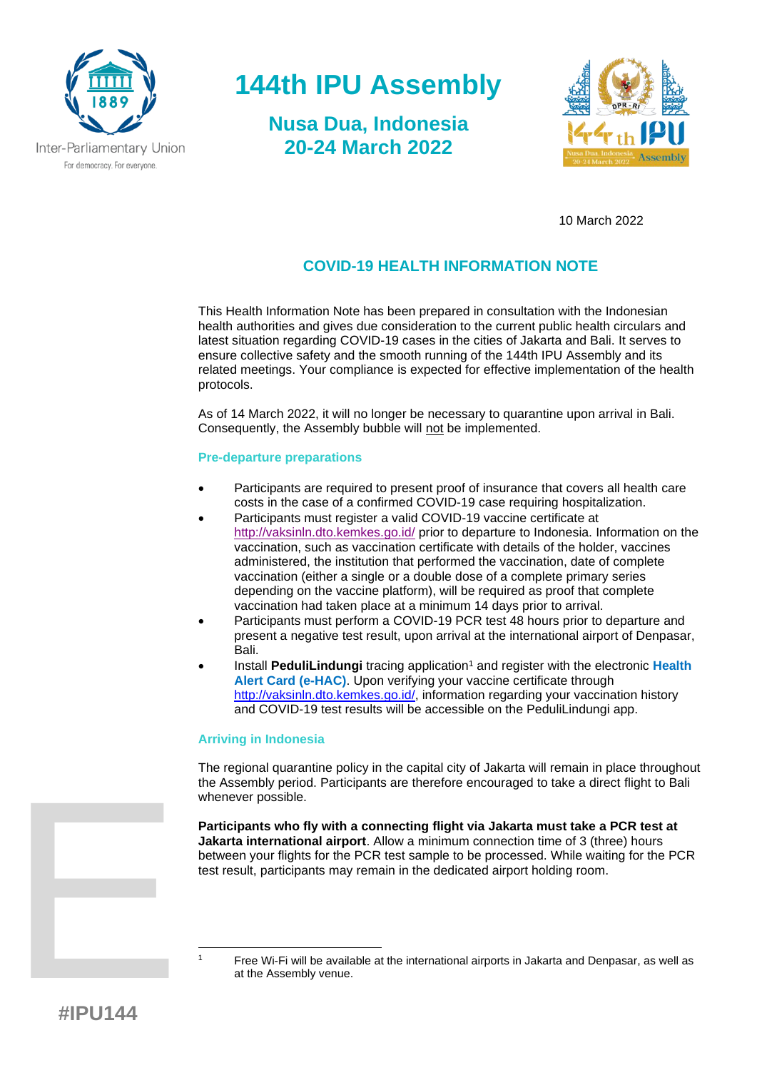Inter-Parliamentary Union
For democracy. For everyone.

# 144th IPU Assembly

## Nusa Dua, Indonesia
## 20-24 March 2022

10 March 2022

## COVID-19 HEALTH INFORMATION NOTE

This Health Information Note has been prepared in consultation with the Indonesian health authorities and gives due consideration to the current public health circulars and latest situation regarding COVID-19 cases in the cities of Jakarta and Bali. It serves to ensure collective safety and the smooth running of the 144th IPU Assembly and its related meetings. Your compliance is expected for effective implementation of the health protocols.

As of 14 March 2022, it will no longer be necessary to quarantine upon arrival in Bali. Consequently, the Assembly bubble will not be implemented.

### Pre-departure preparations

- Participants are required to present proof of insurance that covers all health care costs in the case of a confirmed COVID-19 case requiring hospitalization.
- Participants must register a valid COVID-19 vaccine certificate at http://vaksinln.dto.kemkes.go.id/ prior to departure to Indonesia. Information on the vaccination, such as vaccination certificate with details of the holder, vaccines administered, the institution that performed the vaccination, date of complete vaccination (either a single or a double dose of a complete primary series depending on the vaccine platform), will be required as proof that complete vaccination had taken place at a minimum 14 days prior to arrival.
- Participants must perform a COVID-19 PCR test 48 hours prior to departure and present a negative test result, upon arrival at the international airport of Denpasar, Bali.
- Install **PeduliLindungi** tracing application[1] and register with the electronic **Health Alert Card (e-HAC)**. Upon verifying your vaccine certificate through http://vaksinln.dto.kemkes.go.id/, information regarding your vaccination history and COVID-19 test results will be accessible on the PeduliLindungi app.

### Arriving in Indonesia

The regional quarantine policy in the capital city of Jakarta will remain in place throughout the Assembly period. Participants are therefore encouraged to take a direct flight to Bali whenever possible.

**Participants who fly with a connecting flight via Jakarta must take a PCR test at Jakarta international airport**. Allow a minimum connection time of 3 (three) hours between your flights for the PCR test sample to be processed. While waiting for the PCR test result, participants may remain in the dedicated airport holding room.

---

[1] Free Wi-Fi will be available at the international airports in Jakarta and Denpasar, as well as at the Assembly venue.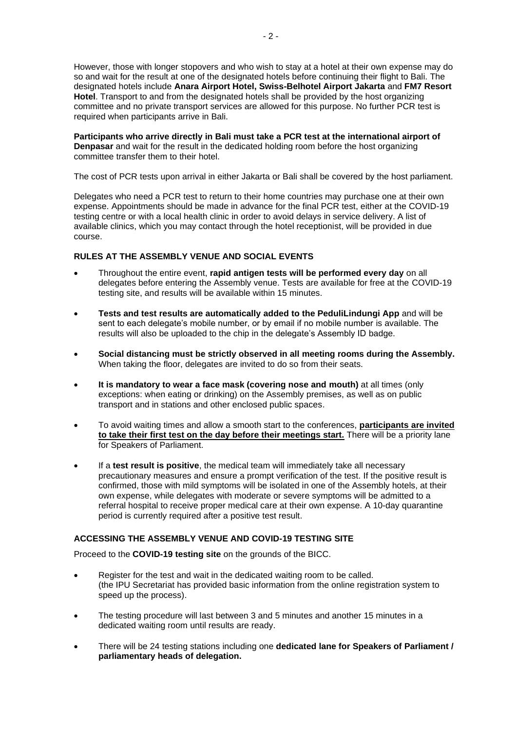However, those with longer stopovers and who wish to stay at a hotel at their own expense may do so and wait for the result at one of the designated hotels before continuing their flight to Bali. The designated hotels include **Anara Airport Hotel, Swiss-Belhotel Airport Jakarta** and **FM7 Resort Hotel**. Transport to and from the designated hotels shall be provided by the host organizing committee and no private transport services are allowed for this purpose. No further PCR test is required when participants arrive in Bali.

**Participants who arrive directly in Bali must take a PCR test at the international airport of Denpasar** and wait for the result in the dedicated holding room before the host organizing committee transfer them to their hotel.

The cost of PCR tests upon arrival in either Jakarta or Bali shall be covered by the host parliament.

Delegates who need a PCR test to return to their home countries may purchase one at their own expense. Appointments should be made in advance for the final PCR test, either at the COVID-19 testing centre or with a local health clinic in order to avoid delays in service delivery. A list of available clinics, which you may contact through the hotel receptionist, will be provided in due course.

### RULES AT THE ASSEMBLY VENUE AND SOCIAL EVENTS

- Throughout the entire event, **rapid antigen tests will be performed every day** on all delegates before entering the Assembly venue. Tests are available for free at the COVID-19 testing site, and results will be available within 15 minutes.
- **Tests and test results are automatically added to the PeduliLindungi App** and will be sent to each delegate's mobile number, or by email if no mobile number is available. The results will also be uploaded to the chip in the delegate's Assembly ID badge.
- **Social distancing must be strictly observed in all meeting rooms during the Assembly.** When taking the floor, delegates are invited to do so from their seats.
- **It is mandatory to wear a face mask (covering nose and mouth)** at all times (only exceptions: when eating or drinking) on the Assembly premises, as well as on public transport and in stations and other enclosed public spaces.
- To avoid waiting times and allow a smooth start to the conferences, **participants are invited to take their first test on the day before their meetings start.** There will be a priority lane for Speakers of Parliament.
- If a **test result is positive**, the medical team will immediately take all necessary precautionary measures and ensure a prompt verification of the test. If the positive result is confirmed, those with mild symptoms will be isolated in one of the Assembly hotels, at their own expense, while delegates with moderate or severe symptoms will be admitted to a referral hospital to receive proper medical care at their own expense. A 10-day quarantine period is currently required after a positive test result.

### ACCESSING THE ASSEMBLY VENUE AND COVID-19 TESTING SITE

Proceed to the **COVID-19 testing site** on the grounds of the BICC.

- Register for the test and wait in the dedicated waiting room to be called. (the IPU Secretariat has provided basic information from the online registration system to speed up the process).
- The testing procedure will last between 3 and 5 minutes and another 15 minutes in a dedicated waiting room until results are ready.
- There will be 24 testing stations including one **dedicated lane for Speakers of Parliament / parliamentary heads of delegation.**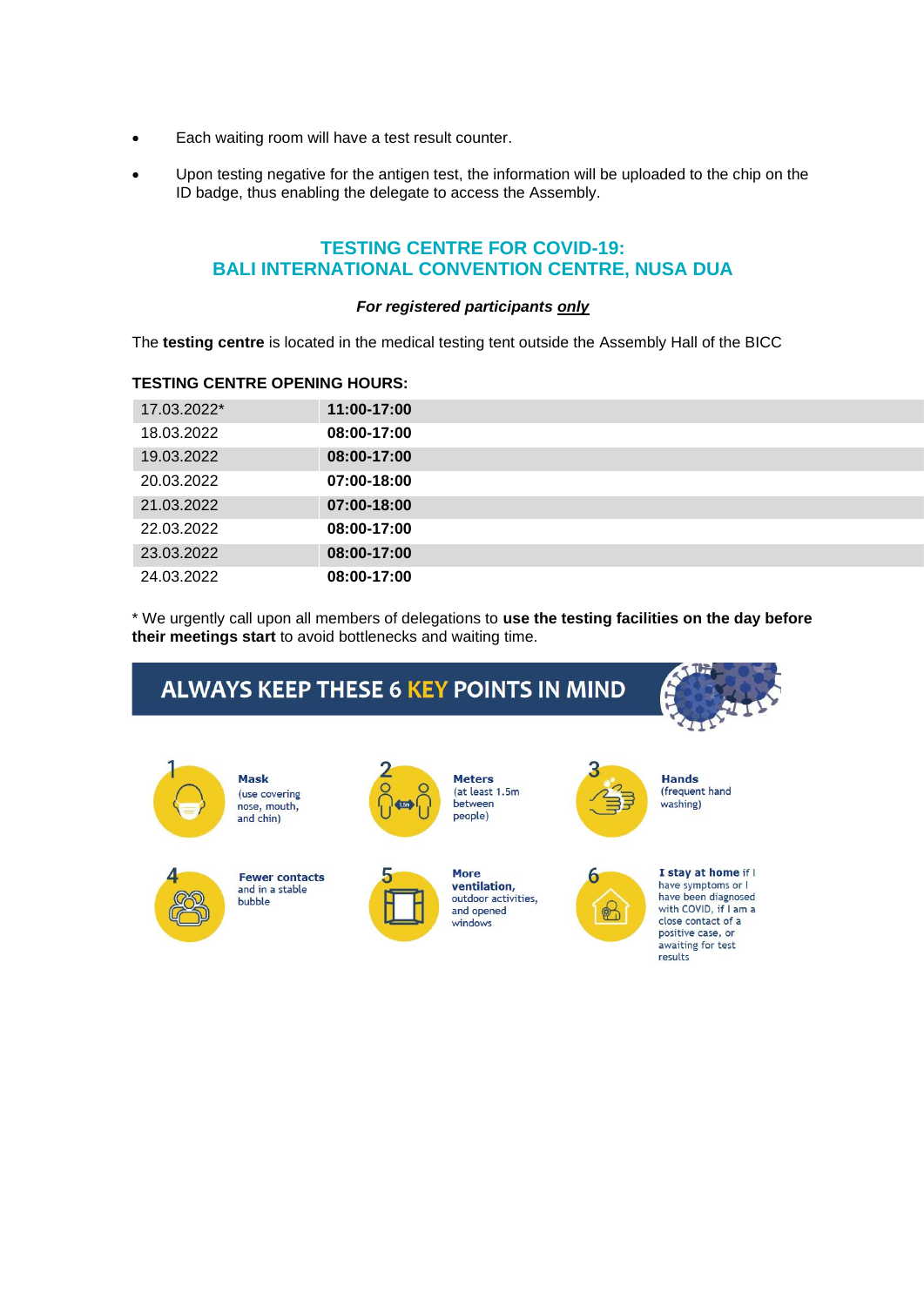- Each waiting room will have a test result counter.
- Upon testing negative for the antigen test, the information will be uploaded to the chip on the ID badge, thus enabling the delegate to access the Assembly.

## TESTING CENTRE FOR COVID-19: BALI INTERNATIONAL CONVENTION CENTRE, NUSA DUA

***For registered participants only***

The **testing centre** is located in the medical testing tent outside the Assembly Hall of the BICC

**TESTING CENTRE OPENING HOURS:**

| | |
|---|---|
| 17.03.2022* | **11:00-17:00** |
| 18.03.2022 | **08:00-17:00** |
| 19.03.2022 | **08:00-17:00** |
| 20.03.2022 | **07:00-18:00** |
| 21.03.2022 | **07:00-18:00** |
| 22.03.2022 | **08:00-17:00** |
| 23.03.2022 | **08:00-17:00** |
| 24.03.2022 | **08:00-17:00** |

* We urgently call upon all members of delegations to **use the testing facilities on the day before their meetings start** to avoid bottlenecks and waiting time.

## ALWAYS KEEP THESE 6 KEY POINTS IN MIND

1. **Mask** (use covering nose, mouth, and chin)
2. **Meters** (at least 1.5m between people)
3. **Hands** (frequent hand washing)
4. **Fewer contacts** and in a stable bubble
5. **More ventilation,** outdoor activities, and opened windows
6. **I stay at home** if I have symptoms or I have been diagnosed with COVID, if I am a close contact of a positive case, or awaiting for test results